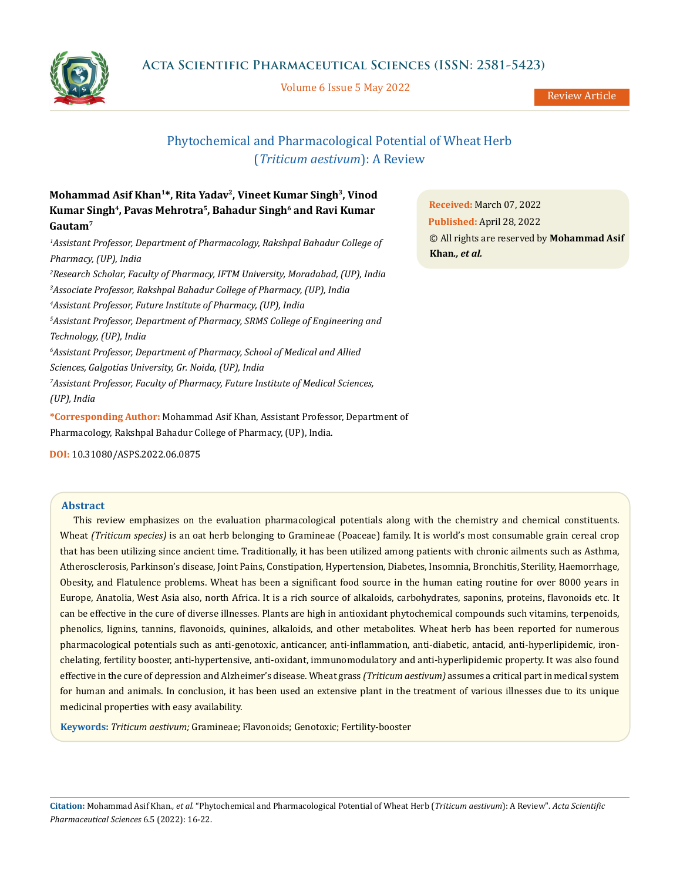Review Article

# Phytochemical and Pharmacological Potential of Wheat Herb (*Triticum aestivum*): A Review

**Mohammad Asif Khan[1]*, Rita Yadav[2], Vineet Kumar Singh[3], Vinod Kumar Singh[4], Pavas Mehrotra[5], Bahadur Singh[6] and Ravi Kumar Gautam[7]**

[1]*Assistant Professor, Department of Pharmacology, Rakshpal Bahadur College of Pharmacy, (UP), India*

[2]*Research Scholar, Faculty of Pharmacy, IFTM University, Moradabad, (UP), India*

[3]*Associate Professor, Rakshpal Bahadur College of Pharmacy, (UP), India*

[4]*Assistant Professor, Future Institute of Pharmacy, (UP), India*

[5]*Assistant Professor, Department of Pharmacy, SRMS College of Engineering and Technology, (UP), India*

[6]*Assistant Professor, Department of Pharmacy, School of Medical and Allied Sciences, Galgotias University, Gr. Noida, (UP), India*

[7]*Assistant Professor, Faculty of Pharmacy, Future Institute of Medical Sciences, (UP), India*

**\*Corresponding Author:** Mohammad Asif Khan, Assistant Professor, Department of Pharmacology, Rakshpal Bahadur College of Pharmacy, (UP), India.

**DOI:** 10.31080/ASPS.2022.06.0875

**Received:** March 07, 2022
**Published:** April 28, 2022
© All rights are reserved by **Mohammad Asif Khan., *et al.***

## Abstract

This review emphasizes on the evaluation pharmacological potentials along with the chemistry and chemical constituents. Wheat *(Triticum species)* is an oat herb belonging to Gramineae (Poaceae) family. It is world's most consumable grain cereal crop that has been utilizing since ancient time. Traditionally, it has been utilized among patients with chronic ailments such as Asthma, Atherosclerosis, Parkinson's disease, Joint Pains, Constipation, Hypertension, Diabetes, Insomnia, Bronchitis, Sterility, Haemorrhage, Obesity, and Flatulence problems. Wheat has been a significant food source in the human eating routine for over 8000 years in Europe, Anatolia, West Asia also, north Africa. It is a rich source of alkaloids, carbohydrates, saponins, proteins, flavonoids etc. It can be effective in the cure of diverse illnesses. Plants are high in antioxidant phytochemical compounds such vitamins, terpenoids, phenolics, lignins, tannins, flavonoids, quinines, alkaloids, and other metabolites. Wheat herb has been reported for numerous pharmacological potentials such as anti-genotoxic, anticancer, anti-inflammation, anti-diabetic, antacid, anti-hyperlipidemic, iron-chelating, fertility booster, anti-hypertensive, anti-oxidant, immunomodulatory and anti-hyperlipidemic property. It was also found effective in the cure of depression and Alzheimer's disease. Wheat grass *(Triticum aestivum)* assumes a critical part in medical system for human and animals. In conclusion, it has been used an extensive plant in the treatment of various illnesses due to its unique medicinal properties with easy availability.

**Keywords:** *Triticum aestivum;* Gramineae; Flavonoids; Genotoxic; Fertility-booster

**Citation:** Mohammad Asif Khan*., et al.* "Phytochemical and Pharmacological Potential of Wheat Herb (*Triticum aestivum*): A Review". *Acta Scientific Pharmaceutical Sciences* 6.5 (2022): 16-22.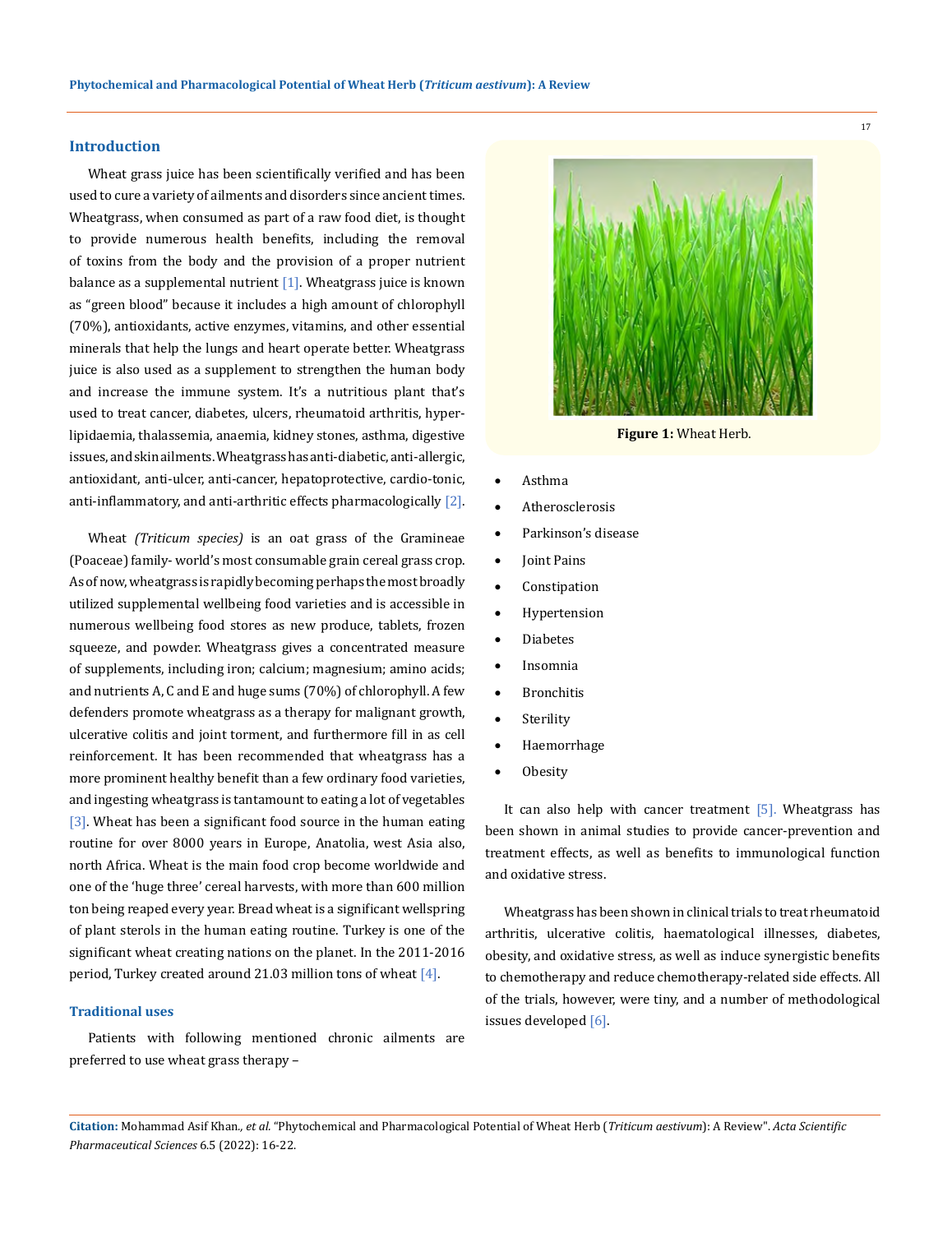## Introduction

Wheat grass juice has been scientifically verified and has been used to cure a variety of ailments and disorders since ancient times. Wheatgrass, when consumed as part of a raw food diet, is thought to provide numerous health benefits, including the removal of toxins from the body and the provision of a proper nutrient balance as a supplemental nutrient [1]. Wheatgrass juice is known as "green blood" because it includes a high amount of chlorophyll (70%), antioxidants, active enzymes, vitamins, and other essential minerals that help the lungs and heart operate better. Wheatgrass juice is also used as a supplement to strengthen the human body and increase the immune system. It's a nutritious plant that's used to treat cancer, diabetes, ulcers, rheumatoid arthritis, hyper-lipidaemia, thalassemia, anaemia, kidney stones, asthma, digestive issues, and skin ailments. Wheatgrass has anti-diabetic, anti-allergic, antioxidant, anti-ulcer, anti-cancer, hepatoprotective, cardio-tonic, anti-inflammatory, and anti-arthritic effects pharmacologically [2].

Wheat *(Triticum species)* is an oat grass of the Gramineae (Poaceae) family- world's most consumable grain cereal grass crop. As of now, wheatgrass is rapidly becoming perhaps the most broadly utilized supplemental wellbeing food varieties and is accessible in numerous wellbeing food stores as new produce, tablets, frozen squeeze, and powder. Wheatgrass gives a concentrated measure of supplements, including iron; calcium; magnesium; amino acids; and nutrients A, C and E and huge sums (70%) of chlorophyll. A few defenders promote wheatgrass as a therapy for malignant growth, ulcerative colitis and joint torment, and furthermore fill in as cell reinforcement. It has been recommended that wheatgrass has a more prominent healthy benefit than a few ordinary food varieties, and ingesting wheatgrass is tantamount to eating a lot of vegetables [3]. Wheat has been a significant food source in the human eating routine for over 8000 years in Europe, Anatolia, west Asia also, north Africa. Wheat is the main food crop become worldwide and one of the 'huge three' cereal harvests, with more than 600 million ton being reaped every year. Bread wheat is a significant wellspring of plant sterols in the human eating routine. Turkey is one of the significant wheat creating nations on the planet. In the 2011-2016 period, Turkey created around 21.03 million tons of wheat [4].

### Traditional uses

Patients with following mentioned chronic ailments are preferred to use wheat grass therapy –

**Figure 1:** Wheat Herb.

- Asthma
- Atherosclerosis
- Parkinson's disease
- Joint Pains
- Constipation
- Hypertension
- Diabetes
- Insomnia
- Bronchitis
- Sterility
- Haemorrhage
- Obesity

It can also help with cancer treatment [5]. Wheatgrass has been shown in animal studies to provide cancer-prevention and treatment effects, as well as benefits to immunological function and oxidative stress.

Wheatgrass has been shown in clinical trials to treat rheumatoid arthritis, ulcerative colitis, haematological illnesses, diabetes, obesity, and oxidative stress, as well as induce synergistic benefits to chemotherapy and reduce chemotherapy-related side effects. All of the trials, however, were tiny, and a number of methodological issues developed [6].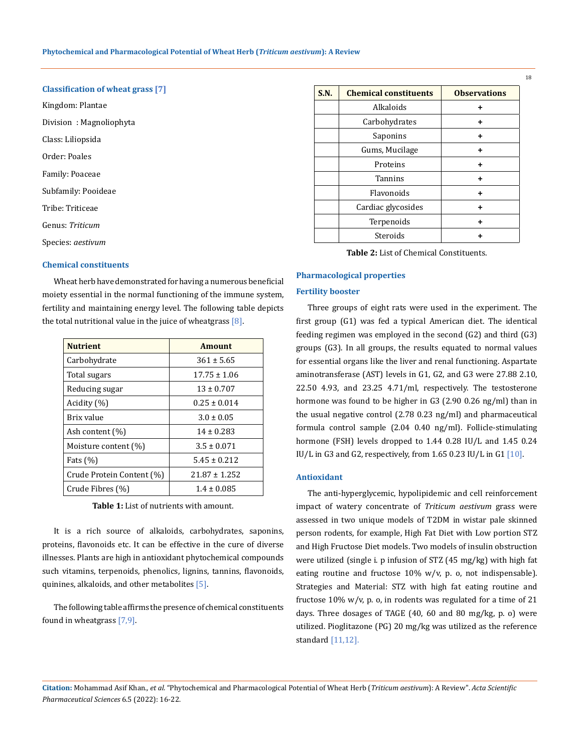### Classification of wheat grass [7]

Kingdom: Plantae

Division : Magnoliophyta

Class: Liliopsida

Order: Poales

Family: Poaceae

Subfamily: Pooideae

Tribe: Triticeae

Genus: *Triticum*

Species: *aestivum*

### Chemical constituents

Wheat herb have demonstrated for having a numerous beneficial moiety essential in the normal functioning of the immune system, fertility and maintaining energy level. The following table depicts the total nutritional value in the juice of wheatgrass [8].

| Nutrient | Amount |
|---|---|
| Carbohydrate | 361 ± 5.65 |
| Total sugars | 17.75 ± 1.06 |
| Reducing sugar | 13 ± 0.707 |
| Acidity (%) | 0.25 ± 0.014 |
| Brix value | 3.0 ± 0.05 |
| Ash content (%) | 14 ± 0.283 |
| Moisture content (%) | 3.5 ± 0.071 |
| Fats (%) | 5.45 ± 0.212 |
| Crude Protein Content (%) | 21.87 ± 1.252 |
| Crude Fibres (%) | 1.4 ± 0.085 |

**Table 1:** List of nutrients with amount.

It is a rich source of alkaloids, carbohydrates, saponins, proteins, flavonoids etc. It can be effective in the cure of diverse illnesses. Plants are high in antioxidant phytochemical compounds such vitamins, terpenoids, phenolics, lignins, tannins, flavonoids, quinines, alkaloids, and other metabolites [5].

The following table affirms the presence of chemical constituents found in wheatgrass [7,9].

| S.N. | Chemical constituents | Observations |
|---|---|---|
| | Alkaloids | + |
| | Carbohydrates | + |
| | Saponins | + |
| | Gums, Mucilage | + |
| | Proteins | + |
| | Tannins | + |
| | Flavonoids | + |
| | Cardiac glycosides | + |
| | Terpenoids | + |
| | Steroids | + |

**Table 2:** List of Chemical Constituents.

### Pharmacological properties

#### Fertility booster

Three groups of eight rats were used in the experiment. The first group (G1) was fed a typical American diet. The identical feeding regimen was employed in the second (G2) and third (G3) groups (G3). In all groups, the results equated to normal values for essential organs like the liver and renal functioning. Aspartate aminotransferase (AST) levels in G1, G2, and G3 were 27.88 2.10, 22.50 4.93, and 23.25 4.71/ml, respectively. The testosterone hormone was found to be higher in G3 (2.90 0.26 ng/ml) than in the usual negative control (2.78 0.23 ng/ml) and pharmaceutical formula control sample (2.04 0.40 ng/ml). Follicle-stimulating hormone (FSH) levels dropped to 1.44 0.28 IU/L and 1.45 0.24 IU/L in G3 and G2, respectively, from 1.65 0.23 IU/L in G1 [10].

#### Antioxidant

The anti-hyperglycemic, hypolipidemic and cell reinforcement impact of watery concentrate of *Triticum aestivum* grass were assessed in two unique models of T2DM in wistar pale skinned person rodents, for example, High Fat Diet with Low portion STZ and High Fructose Diet models. Two models of insulin obstruction were utilized (single i. p infusion of STZ (45 mg/kg) with high fat eating routine and fructose 10% w/v, p. o, not indispensable). Strategies and Material: STZ with high fat eating routine and fructose 10% w/v, p. o, in rodents was regulated for a time of 21 days. Three dosages of TAGE (40, 60 and 80 mg/kg, p. o) were utilized. Pioglitazone (PG) 20 mg/kg was utilized as the reference standard [11,12].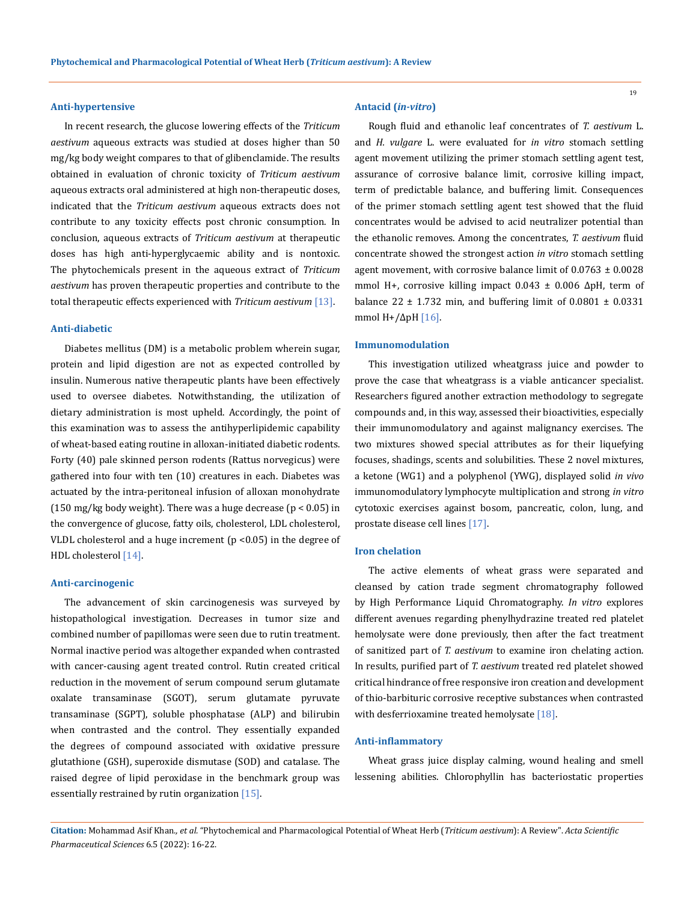### Anti-hypertensive

In recent research, the glucose lowering effects of the *Triticum aestivum* aqueous extracts was studied at doses higher than 50 mg/kg body weight compares to that of glibenclamide. The results obtained in evaluation of chronic toxicity of *Triticum aestivum* aqueous extracts oral administered at high non-therapeutic doses, indicated that the *Triticum aestivum* aqueous extracts does not contribute to any toxicity effects post chronic consumption. In conclusion, aqueous extracts of *Triticum aestivum* at therapeutic doses has high anti-hyperglycaemic ability and is nontoxic. The phytochemicals present in the aqueous extract of *Triticum aestivum* has proven therapeutic properties and contribute to the total therapeutic effects experienced with *Triticum aestivum* [13].

### Anti-diabetic

Diabetes mellitus (DM) is a metabolic problem wherein sugar, protein and lipid digestion are not as expected controlled by insulin. Numerous native therapeutic plants have been effectively used to oversee diabetes. Notwithstanding, the utilization of dietary administration is most upheld. Accordingly, the point of this examination was to assess the antihyperlipidemic capability of wheat-based eating routine in alloxan-initiated diabetic rodents. Forty (40) pale skinned person rodents (Rattus norvegicus) were gathered into four with ten (10) creatures in each. Diabetes was actuated by the intra-peritoneal infusion of alloxan monohydrate (150 mg/kg body weight). There was a huge decrease ($p < 0.05$) in the convergence of glucose, fatty oils, cholesterol, LDL cholesterol, VLDL cholesterol and a huge increment ($p < 0.05$) in the degree of HDL cholesterol [14].

### Anti-carcinogenic

The advancement of skin carcinogenesis was surveyed by histopathological investigation. Decreases in tumor size and combined number of papillomas were seen due to rutin treatment. Normal inactive period was altogether expanded when contrasted with cancer-causing agent treated control. Rutin created critical reduction in the movement of serum compound serum glutamate oxalate transaminase (SGOT), serum glutamate pyruvate transaminase (SGPT), soluble phosphatase (ALP) and bilirubin when contrasted and the control. They essentially expanded the degrees of compound associated with oxidative pressure glutathione (GSH), superoxide dismutase (SOD) and catalase. The raised degree of lipid peroxidase in the benchmark group was essentially restrained by rutin organization [15].

### Antacid (*in-vitro*)

Rough fluid and ethanolic leaf concentrates of *T. aestivum* L. and *H. vulgare* L. were evaluated for *in vitro* stomach settling agent movement utilizing the primer stomach settling agent test, assurance of corrosive balance limit, corrosive killing impact, term of predictable balance, and buffering limit. Consequences of the primer stomach settling agent test showed that the fluid concentrates would be advised to acid neutralizer potential than the ethanolic removes. Among the concentrates, *T. aestivum* fluid concentrate showed the strongest action *in vitro* stomach settling agent movement, with corrosive balance limit of $0.0763 \pm 0.0028$ mmol H+, corrosive killing impact $0.043 \pm 0.006$ ΔpH, term of balance $22 \pm 1.732$ min, and buffering limit of $0.0801 \pm 0.0331$ mmol H+/ΔpH [16].

### Immunomodulation

This investigation utilized wheatgrass juice and powder to prove the case that wheatgrass is a viable anticancer specialist. Researchers figured another extraction methodology to segregate compounds and, in this way, assessed their bioactivities, especially their immunomodulatory and against malignancy exercises. The two mixtures showed special attributes as for their liquefying focuses, shadings, scents and solubilities. These 2 novel mixtures, a ketone (WG1) and a polyphenol (YWG), displayed solid *in vivo* immunomodulatory lymphocyte multiplication and strong *in vitro* cytotoxic exercises against bosom, pancreatic, colon, lung, and prostate disease cell lines [17].

### Iron chelation

The active elements of wheat grass were separated and cleansed by cation trade segment chromatography followed by High Performance Liquid Chromatography. *In vitro* explores different avenues regarding phenylhydrazine treated red platelet hemolysate were done previously, then after the fact treatment of sanitized part of *T. aestivum* to examine iron chelating action. In results, purified part of *T. aestivum* treated red platelet showed critical hindrance of free responsive iron creation and development of thio-barbituric corrosive receptive substances when contrasted with desferrioxamine treated hemolysate [18].

### Anti-inflammatory

Wheat grass juice display calming, wound healing and smell lessening abilities. Chlorophyllin has bacteriostatic properties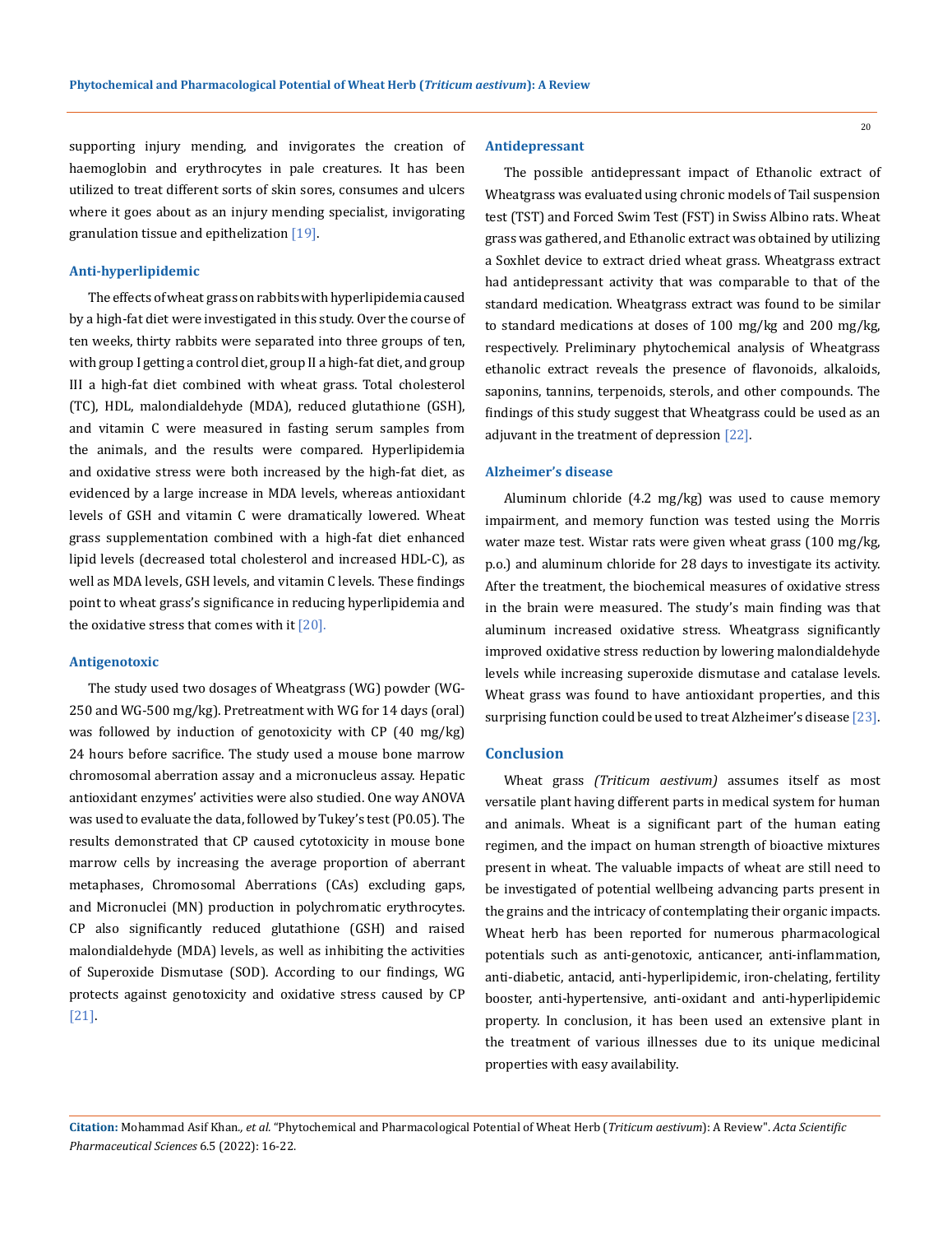supporting injury mending, and invigorates the creation of haemoglobin and erythrocytes in pale creatures. It has been utilized to treat different sorts of skin sores, consumes and ulcers where it goes about as an injury mending specialist, invigorating granulation tissue and epithelization [19].

### Anti-hyperlipidemic

The effects of wheat grass on rabbits with hyperlipidemia caused by a high-fat diet were investigated in this study. Over the course of ten weeks, thirty rabbits were separated into three groups of ten, with group I getting a control diet, group II a high-fat diet, and group III a high-fat diet combined with wheat grass. Total cholesterol (TC), HDL, malondialdehyde (MDA), reduced glutathione (GSH), and vitamin C were measured in fasting serum samples from the animals, and the results were compared. Hyperlipidemia and oxidative stress were both increased by the high-fat diet, as evidenced by a large increase in MDA levels, whereas antioxidant levels of GSH and vitamin C were dramatically lowered. Wheat grass supplementation combined with a high-fat diet enhanced lipid levels (decreased total cholesterol and increased HDL-C), as well as MDA levels, GSH levels, and vitamin C levels. These findings point to wheat grass's significance in reducing hyperlipidemia and the oxidative stress that comes with it [20].

### Antigenotoxic

The study used two dosages of Wheatgrass (WG) powder (WG-250 and WG-500 mg/kg). Pretreatment with WG for 14 days (oral) was followed by induction of genotoxicity with CP (40 mg/kg) 24 hours before sacrifice. The study used a mouse bone marrow chromosomal aberration assay and a micronucleus assay. Hepatic antioxidant enzymes' activities were also studied. One way ANOVA was used to evaluate the data, followed by Tukey's test (P0.05). The results demonstrated that CP caused cytotoxicity in mouse bone marrow cells by increasing the average proportion of aberrant metaphases, Chromosomal Aberrations (CAs) excluding gaps, and Micronuclei (MN) production in polychromatic erythrocytes. CP also significantly reduced glutathione (GSH) and raised malondialdehyde (MDA) levels, as well as inhibiting the activities of Superoxide Dismutase (SOD). According to our findings, WG protects against genotoxicity and oxidative stress caused by CP [21].

### Antidepressant

The possible antidepressant impact of Ethanolic extract of Wheatgrass was evaluated using chronic models of Tail suspension test (TST) and Forced Swim Test (FST) in Swiss Albino rats. Wheat grass was gathered, and Ethanolic extract was obtained by utilizing a Soxhlet device to extract dried wheat grass. Wheatgrass extract had antidepressant activity that was comparable to that of the standard medication. Wheatgrass extract was found to be similar to standard medications at doses of 100 mg/kg and 200 mg/kg, respectively. Preliminary phytochemical analysis of Wheatgrass ethanolic extract reveals the presence of flavonoids, alkaloids, saponins, tannins, terpenoids, sterols, and other compounds. The findings of this study suggest that Wheatgrass could be used as an adjuvant in the treatment of depression [22].

### Alzheimer's disease

Aluminum chloride (4.2 mg/kg) was used to cause memory impairment, and memory function was tested using the Morris water maze test. Wistar rats were given wheat grass (100 mg/kg, p.o.) and aluminum chloride for 28 days to investigate its activity. After the treatment, the biochemical measures of oxidative stress in the brain were measured. The study's main finding was that aluminum increased oxidative stress. Wheatgrass significantly improved oxidative stress reduction by lowering malondialdehyde levels while increasing superoxide dismutase and catalase levels. Wheat grass was found to have antioxidant properties, and this surprising function could be used to treat Alzheimer's disease [23].

## Conclusion

Wheat grass *(Triticum aestivum)* assumes itself as most versatile plant having different parts in medical system for human and animals. Wheat is a significant part of the human eating regimen, and the impact on human strength of bioactive mixtures present in wheat. The valuable impacts of wheat are still need to be investigated of potential wellbeing advancing parts present in the grains and the intricacy of contemplating their organic impacts. Wheat herb has been reported for numerous pharmacological potentials such as anti-genotoxic, anticancer, anti-inflammation, anti-diabetic, antacid, anti-hyperlipidemic, iron-chelating, fertility booster, anti-hypertensive, anti-oxidant and anti-hyperlipidemic property. In conclusion, it has been used an extensive plant in the treatment of various illnesses due to its unique medicinal properties with easy availability.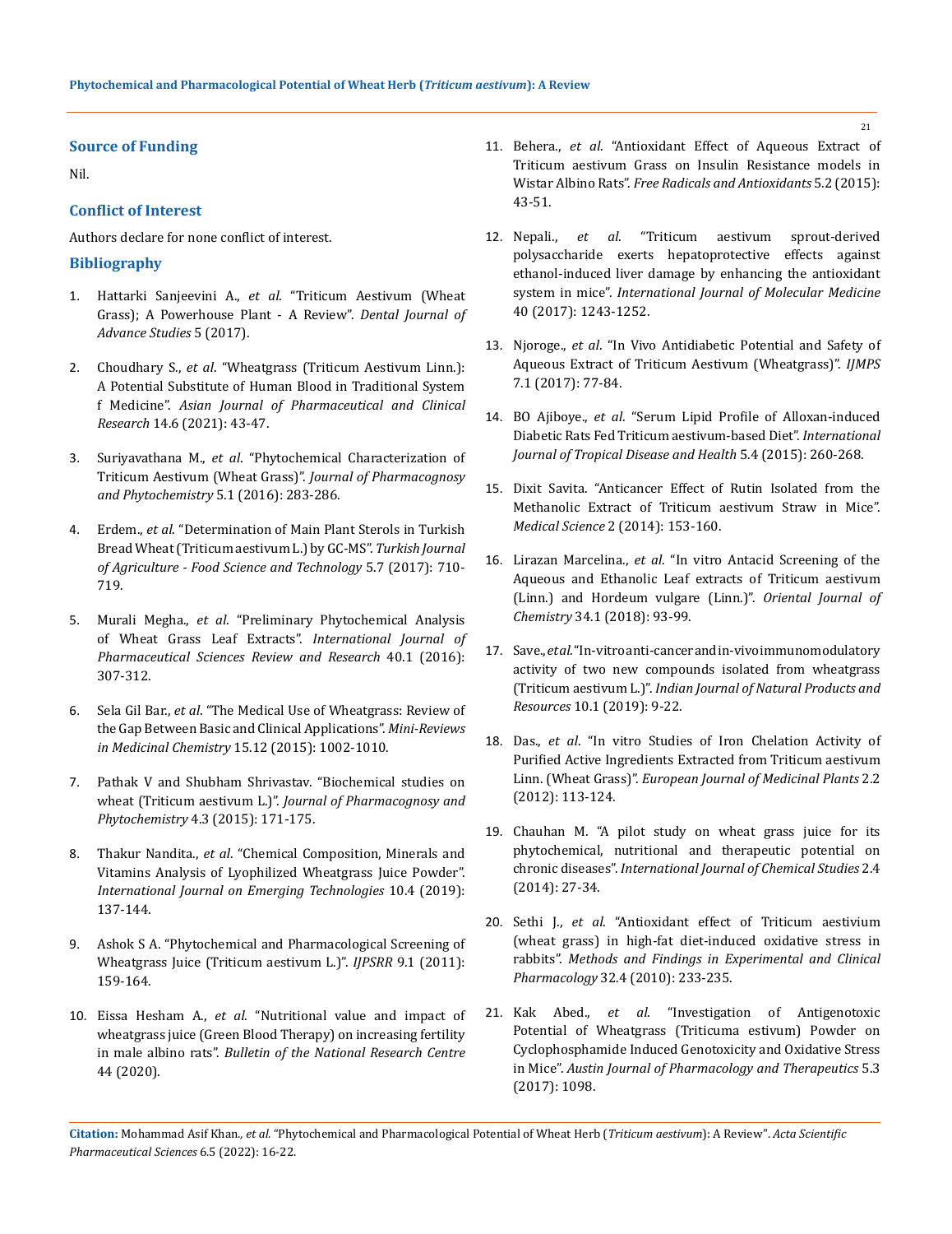## Source of Funding

Nil.

## Conflict of Interest

Authors declare for none conflict of interest.

## Bibliography

1. Hattarki Sanjeevini A., *et al*. "Triticum Aestivum (Wheat Grass); A Powerhouse Plant - A Review". *Dental Journal of Advance Studies* 5 (2017).
2. Choudhary S., *et al*. "Wheatgrass (Triticum Aestivum Linn.): A Potential Substitute of Human Blood in Traditional System f Medicine". *Asian Journal of Pharmaceutical and Clinical Research* 14.6 (2021): 43-47.
3. Suriyavathana M., *et al*. "Phytochemical Characterization of Triticum Aestivum (Wheat Grass)". *Journal of Pharmacognosy and Phytochemistry* 5.1 (2016): 283-286.
4. Erdem., *et al*. "Determination of Main Plant Sterols in Turkish Bread Wheat (Triticum aestivum L.) by GC-MS". *Turkish Journal of Agriculture - Food Science and Technology* 5.7 (2017): 710-719.
5. Murali Megha., *et al*. "Preliminary Phytochemical Analysis of Wheat Grass Leaf Extracts". *International Journal of Pharmaceutical Sciences Review and Research* 40.1 (2016): 307-312.
6. Sela Gil Bar., *et al*. "The Medical Use of Wheatgrass: Review of the Gap Between Basic and Clinical Applications". *Mini-Reviews in Medicinal Chemistry* 15.12 (2015): 1002-1010.
7. Pathak V and Shubham Shrivastav. "Biochemical studies on wheat (Triticum aestivum L.)". *Journal of Pharmacognosy and Phytochemistry* 4.3 (2015): 171-175.
8. Thakur Nandita., *et al*. "Chemical Composition, Minerals and Vitamins Analysis of Lyophilized Wheatgrass Juice Powder". *International Journal on Emerging Technologies* 10.4 (2019): 137-144.
9. Ashok S A. "Phytochemical and Pharmacological Screening of Wheatgrass Juice (Triticum aestivum L.)". *IJPSRR* 9.1 (2011): 159-164.
10. Eissa Hesham A., *et al*. "Nutritional value and impact of wheatgrass juice (Green Blood Therapy) on increasing fertility in male albino rats". *Bulletin of the National Research Centre* 44 (2020).
11. Behera., *et al*. "Antioxidant Effect of Aqueous Extract of Triticum aestivum Grass on Insulin Resistance models in Wistar Albino Rats". *Free Radicals and Antioxidants* 5.2 (2015): 43-51.
12. Nepali., *et al*. "Triticum aestivum sprout-derived polysaccharide exerts hepatoprotective effects against ethanol-induced liver damage by enhancing the antioxidant system in mice". *International Journal of Molecular Medicine* 40 (2017): 1243-1252.
13. Njoroge., *et al*. "In Vivo Antidiabetic Potential and Safety of Aqueous Extract of Triticum Aestivum (Wheatgrass)". *IJMPS* 7.1 (2017): 77-84.
14. BO Ajiboye., *et al*. "Serum Lipid Profile of Alloxan-induced Diabetic Rats Fed Triticum aestivum-based Diet". *International Journal of Tropical Disease and Health* 5.4 (2015): 260-268.
15. Dixit Savita. "Anticancer Effect of Rutin Isolated from the Methanolic Extract of Triticum aestivum Straw in Mice". *Medical Science* 2 (2014): 153-160.
16. Lirazan Marcelina., *et al*. "In vitro Antacid Screening of the Aqueous and Ethanolic Leaf extracts of Triticum aestivum (Linn.) and Hordeum vulgare (Linn.)". *Oriental Journal of Chemistry* 34.1 (2018): 93-99.
17. Save., *et al*. "In-vitro anti-cancer and in-vivo immunomodulatory activity of two new compounds isolated from wheatgrass (Triticum aestivum L.)". *Indian Journal of Natural Products and Resources* 10.1 (2019): 9-22.
18. Das., *et al*. "In vitro Studies of Iron Chelation Activity of Purified Active Ingredients Extracted from Triticum aestivum Linn. (Wheat Grass)". *European Journal of Medicinal Plants* 2.2 (2012): 113-124.
19. Chauhan M. "A pilot study on wheat grass juice for its phytochemical, nutritional and therapeutic potential on chronic diseases". *International Journal of Chemical Studies* 2.4 (2014): 27-34.
20. Sethi J., *et al*. "Antioxidant effect of Triticum aestivium (wheat grass) in high-fat diet-induced oxidative stress in rabbits". *Methods and Findings in Experimental and Clinical Pharmacology* 32.4 (2010): 233-235.
21. Kak Abed., *et al*. "Investigation of Antigenotoxic Potential of Wheatgrass (Triticuma estivum) Powder on Cyclophosphamide Induced Genotoxicity and Oxidative Stress in Mice". *Austin Journal of Pharmacology and Therapeutics* 5.3 (2017): 1098.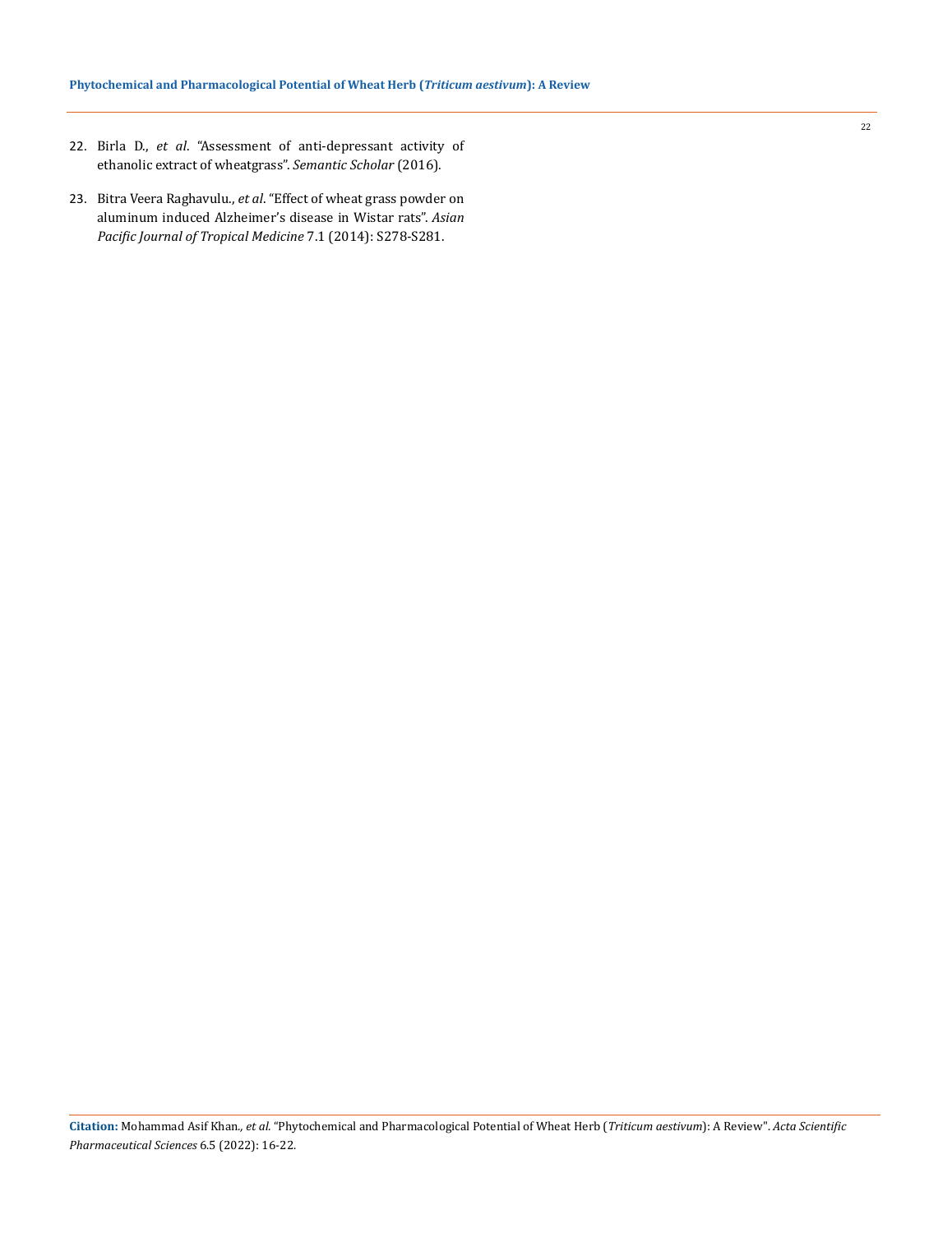22. Birla D., *et al*. "Assessment of anti-depressant activity of ethanolic extract of wheatgrass". *Semantic Scholar* (2016).

23. Bitra Veera Raghavulu., *et al*. "Effect of wheat grass powder on aluminum induced Alzheimer's disease in Wistar rats". *Asian Pacific Journal of Tropical Medicine* 7.1 (2014): S278-S281.